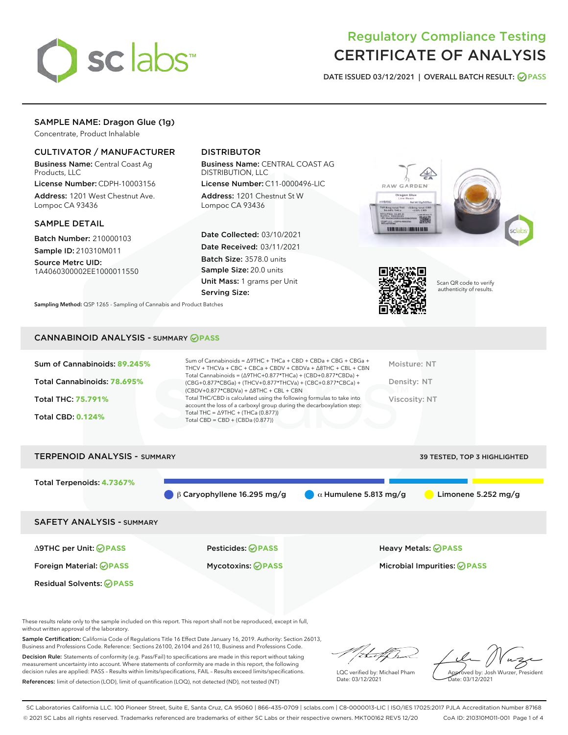# Regulatory Compliance Testing
# CERTIFICATE OF ANALYSIS

DATE ISSUED 03/12/2021 | OVERALL BATCH RESULT: PASS

## SAMPLE NAME: Dragon Glue (1g)

Concentrate, Product Inhalable

### CULTIVATOR / MANUFACTURER

**Business Name:** Central Coast Ag Products, LLC

**License Number:** CDPH-10003156

**Address:** 1201 West Chestnut Ave. Lompoc CA 93436

### DISTRIBUTOR

**Business Name:** CENTRAL COAST AG DISTRIBUTION, LLC

**License Number:** C11-0000496-LIC

**Address:** 1201 Chestnut St W Lompoc CA 93436

### SAMPLE DETAIL

**Batch Number:** 210000103

**Sample ID:** 210310M011

**Source Metrc UID:** 1A4060300002EE1000011550

**Date Collected:** 03/10/2021

**Date Received:** 03/11/2021

**Batch Size:** 3578.0 units

**Sample Size:** 20.0 units

**Unit Mass:** 1 grams per Unit

**Serving Size:**

Scan QR code to verify authenticity of results.

**Sampling Method:** QSP 1265 - Sampling of Cannabis and Product Batches

## CANNABINOID ANALYSIS - SUMMARY PASS

Sum of Cannabinoids: **89.245%**

Total Cannabinoids: **78.695%**

Total THC: **75.791%**

Total CBD: **0.124%**

Sum of Cannabinoids = Δ9THC + THCa + CBD + CBDa + CBG + CBGa + THCV + THCVa + CBC + CBCa + CBDV + CBDVa + Δ8THC + CBL + CBN

Total Cannabinoids = (Δ9THC+0.877*THCa) + (CBD+0.877*CBDa) + (CBG+0.877*CBGa) + (THCV+0.877*THCVa) + (CBC+0.877*CBCa) + (CBDV+0.877*CBDVa) + Δ8THC + CBL + CBN

Total THC/CBD is calculated using the following formulas to take into account the loss of a carboxyl group during the decarboxylation step:

Total THC = Δ9THC + (THCa (0.877))

Total CBD = CBD + (CBDa (0.877))

Moisture: NT

Density: NT

Viscosity: NT

## TERPENOID ANALYSIS - SUMMARY

39 TESTED, TOP 3 HIGHLIGHTED

Total Terpenoids: **4.7367%**

β Caryophyllene 16.295 mg/g | α Humulene 5.813 mg/g | Limonene 5.252 mg/g

## SAFETY ANALYSIS - SUMMARY

| | | |
|---|---|---|
| Δ9THC per Unit: PASS | Pesticides: PASS | Heavy Metals: PASS |
| Foreign Material: PASS | Mycotoxins: PASS | Microbial Impurities: PASS |
| Residual Solvents: PASS | | |

These results relate only to the sample included on this report. This report shall not be reproduced, except in full, without written approval of the laboratory.

**Sample Certification:** California Code of Regulations Title 16 Effect Date January 16, 2019. Authority: Section 26013, Business and Professions Code. Reference: Sections 26100, 26104 and 26110, Business and Professions Code.

**Decision Rule:** Statements of conformity (e.g. Pass/Fail) to specifications are made in this report without taking measurement uncertainty into account. Where statements of conformity are made in this report, the following decision rules are applied: PASS – Results within limits/specifications, FAIL – Results exceed limits/specifications.

**References:** limit of detection (LOD), limit of quantification (LOQ), not detected (ND), not tested (NT)

LQC verified by: Michael Pham
Date: 03/12/2021

Approved by: Josh Wurzer, President
Date: 03/12/2021

SC Laboratories California LLC. 100 Pioneer Street, Suite E, Santa Cruz, CA 95060 | 866-435-0709 | sclabs.com | C8-0000013-LIC | ISO/IES 17025:2017 PJLA Accreditation Number 87168
© 2021 SC Labs all rights reserved. Trademarks referenced are trademarks of either SC Labs or their respective owners. MKT00162 REV5 12/20 CoA ID: 210310M011-001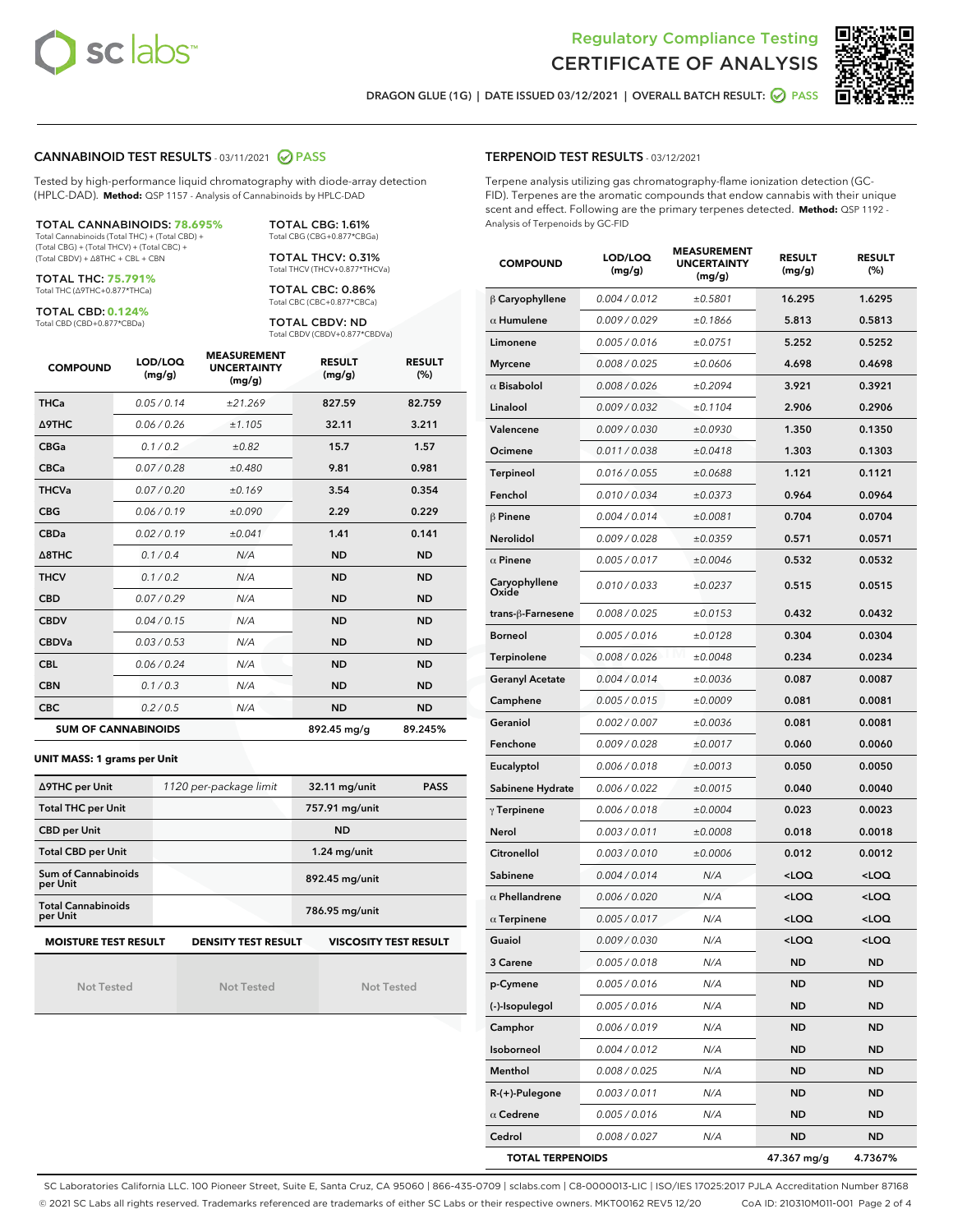Regulatory Compliance Testing

# CERTIFICATE OF ANALYSIS

DRAGON GLUE (1G) | DATE ISSUED 03/12/2021 | OVERALL BATCH RESULT: PASS

## CANNABINOID TEST RESULTS - 03/11/2021 PASS

Tested by high-performance liquid chromatography with diode-array detection (HPLC-DAD). **Method:** QSP 1157 - Analysis of Cannabinoids by HPLC-DAD

**TOTAL CANNABINOIDS: 78.695%**
Total Cannabinoids (Total THC) + (Total CBD) + (Total CBG) + (Total THCV) + (Total CBC) + (Total CBDV) + Δ8THC + CBL + CBN

**TOTAL THC: 75.791%**
Total THC (Δ9THC+0.877*THCa)

**TOTAL CBD: 0.124%**
Total CBD (CBD+0.877*CBDa)

**TOTAL CBG: 1.61%**
Total CBG (CBG+0.877*CBGa)

**TOTAL THCV: 0.31%**
Total THCV (THCV+0.877*THCVa)

**TOTAL CBC: 0.86%**
Total CBC (CBC+0.877*CBCa)

**TOTAL CBDV: ND**
Total CBDV (CBDV+0.877*CBDVa)

| COMPOUND | LOD/LOQ (mg/g) | MEASUREMENT UNCERTAINTY (mg/g) | RESULT (mg/g) | RESULT (%) |
|---|---|---|---|---|
| THCa | 0.05 / 0.14 | ±21.269 | 827.59 | 82.759 |
| Δ9THC | 0.06 / 0.26 | ±1.105 | 32.11 | 3.211 |
| CBGa | 0.1 / 0.2 | ±0.82 | 15.7 | 1.57 |
| CBCa | 0.07 / 0.28 | ±0.480 | 9.81 | 0.981 |
| THCVa | 0.07 / 0.20 | ±0.169 | 3.54 | 0.354 |
| CBG | 0.06 / 0.19 | ±0.090 | 2.29 | 0.229 |
| CBDa | 0.02 / 0.19 | ±0.041 | 1.41 | 0.141 |
| Δ8THC | 0.1 / 0.4 | N/A | ND | ND |
| THCV | 0.1 / 0.2 | N/A | ND | ND |
| CBD | 0.07 / 0.29 | N/A | ND | ND |
| CBDV | 0.04 / 0.15 | N/A | ND | ND |
| CBDVa | 0.03 / 0.53 | N/A | ND | ND |
| CBL | 0.06 / 0.24 | N/A | ND | ND |
| CBN | 0.1 / 0.3 | N/A | ND | ND |
| CBC | 0.2 / 0.5 | N/A | ND | ND |
| **SUM OF CANNABINOIDS** | | | 892.45 mg/g | 89.245% |

**UNIT MASS: 1 grams per Unit**

| | | | |
|---|---|---|---|
| Δ9THC per Unit | 1120 per-package limit | 32.11 mg/unit | PASS |
| Total THC per Unit | | 757.91 mg/unit | |
| CBD per Unit | | ND | |
| Total CBD per Unit | | 1.24 mg/unit | |
| Sum of Cannabinoids per Unit | | 892.45 mg/unit | |
| Total Cannabinoids per Unit | | 786.95 mg/unit | |

| MOISTURE TEST RESULT | DENSITY TEST RESULT | VISCOSITY TEST RESULT |
|---|---|---|
| Not Tested | Not Tested | Not Tested |

## TERPENOID TEST RESULTS - 03/12/2021

Terpene analysis utilizing gas chromatography-flame ionization detection (GC-FID). Terpenes are the aromatic compounds that endow cannabis with their unique scent and effect. Following are the primary terpenes detected. **Method:** QSP 1192 - Analysis of Terpenoids by GC-FID

| COMPOUND | LOD/LOQ (mg/g) | MEASUREMENT UNCERTAINTY (mg/g) | RESULT (mg/g) | RESULT (%) |
|---|---|---|---|---|
| β Caryophyllene | 0.004 / 0.012 | ±0.5801 | 16.295 | 1.6295 |
| α Humulene | 0.009 / 0.029 | ±0.1866 | 5.813 | 0.5813 |
| Limonene | 0.005 / 0.016 | ±0.0751 | 5.252 | 0.5252 |
| Myrcene | 0.008 / 0.025 | ±0.0606 | 4.698 | 0.4698 |
| α Bisabolol | 0.008 / 0.026 | ±0.2094 | 3.921 | 0.3921 |
| Linalool | 0.009 / 0.032 | ±0.1104 | 2.906 | 0.2906 |
| Valencene | 0.009 / 0.030 | ±0.0930 | 1.350 | 0.1350 |
| Ocimene | 0.011 / 0.038 | ±0.0418 | 1.303 | 0.1303 |
| Terpineol | 0.016 / 0.055 | ±0.0688 | 1.121 | 0.1121 |
| Fenchol | 0.010 / 0.034 | ±0.0373 | 0.964 | 0.0964 |
| β Pinene | 0.004 / 0.014 | ±0.0081 | 0.704 | 0.0704 |
| Nerolidol | 0.009 / 0.028 | ±0.0359 | 0.571 | 0.0571 |
| α Pinene | 0.005 / 0.017 | ±0.0046 | 0.532 | 0.0532 |
| Caryophyllene Oxide | 0.010 / 0.033 | ±0.0237 | 0.515 | 0.0515 |
| trans-β-Farnesene | 0.008 / 0.025 | ±0.0153 | 0.432 | 0.0432 |
| Borneol | 0.005 / 0.016 | ±0.0128 | 0.304 | 0.0304 |
| Terpinolene | 0.008 / 0.026 | ±0.0048 | 0.234 | 0.0234 |
| Geranyl Acetate | 0.004 / 0.014 | ±0.0036 | 0.087 | 0.0087 |
| Camphene | 0.005 / 0.015 | ±0.0009 | 0.081 | 0.0081 |
| Geraniol | 0.002 / 0.007 | ±0.0036 | 0.081 | 0.0081 |
| Fenchone | 0.009 / 0.028 | ±0.0017 | 0.060 | 0.0060 |
| Eucalyptol | 0.006 / 0.018 | ±0.0013 | 0.050 | 0.0050 |
| Sabinene Hydrate | 0.006 / 0.022 | ±0.0015 | 0.040 | 0.0040 |
| γ Terpinene | 0.006 / 0.018 | ±0.0004 | 0.023 | 0.0023 |
| Nerol | 0.003 / 0.011 | ±0.0008 | 0.018 | 0.0018 |
| Citronellol | 0.003 / 0.010 | ±0.0006 | 0.012 | 0.0012 |
| Sabinene | 0.004 / 0.014 | N/A | <LOQ | <LOQ |
| α Phellandrene | 0.006 / 0.020 | N/A | <LOQ | <LOQ |
| α Terpinene | 0.005 / 0.017 | N/A | <LOQ | <LOQ |
| Guaiol | 0.009 / 0.030 | N/A | <LOQ | <LOQ |
| 3 Carene | 0.005 / 0.018 | N/A | ND | ND |
| p-Cymene | 0.005 / 0.016 | N/A | ND | ND |
| (-)-Isopulegol | 0.005 / 0.016 | N/A | ND | ND |
| Camphor | 0.006 / 0.019 | N/A | ND | ND |
| Isoborneol | 0.004 / 0.012 | N/A | ND | ND |
| Menthol | 0.008 / 0.025 | N/A | ND | ND |
| R-(+)-Pulegone | 0.003 / 0.011 | N/A | ND | ND |
| α Cedrene | 0.005 / 0.016 | N/A | ND | ND |
| Cedrol | 0.008 / 0.027 | N/A | ND | ND |
| **TOTAL TERPENOIDS** | | | 47.367 mg/g | 4.7367% |

SC Laboratories California LLC. 100 Pioneer Street, Suite E, Santa Cruz, CA 95060 | 866-435-0709 | sclabs.com | C8-0000013-LIC | ISO/IES 17025:2017 PJLA Accreditation Number 87168
© 2021 SC Labs all rights reserved. Trademarks referenced are trademarks of either SC Labs or their respective owners. MKT00162 REV5 12/20 CoA ID: 210310M011-001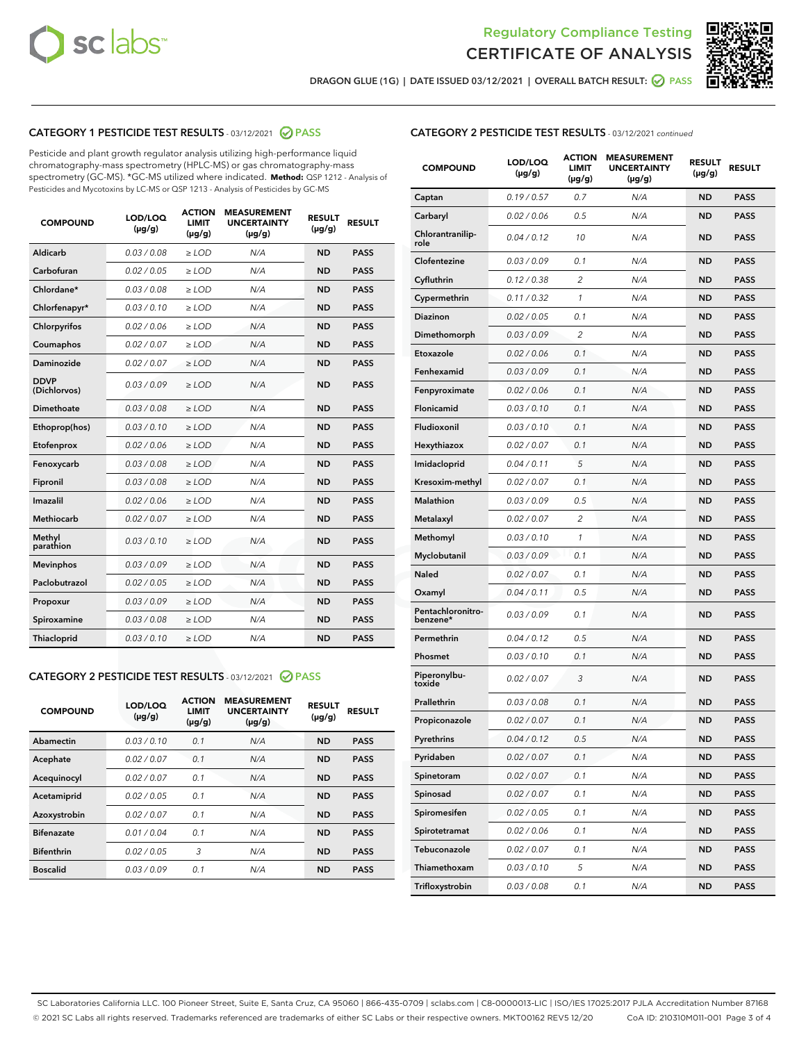DRAGON GLUE (1G) | DATE ISSUED 03/12/2021 | OVERALL BATCH RESULT: PASS

## CATEGORY 1 PESTICIDE TEST RESULTS - 03/12/2021 PASS

Pesticide and plant growth regulator analysis utilizing high-performance liquid chromatography-mass spectrometry (HPLC-MS) or gas chromatography-mass spectrometry (GC-MS). *GC-MS utilized where indicated. **Method:** QSP 1212 - Analysis of Pesticides and Mycotoxins by LC-MS or QSP 1213 - Analysis of Pesticides by GC-MS

| COMPOUND | LOD/LOQ (µg/g) | ACTION LIMIT (µg/g) | MEASUREMENT UNCERTAINTY (µg/g) | RESULT (µg/g) | RESULT |
|---|---|---|---|---|---|
| Aldicarb | 0.03 / 0.08 | ≥ LOD | N/A | ND | PASS |
| Carbofuran | 0.02 / 0.05 | ≥ LOD | N/A | ND | PASS |
| Chlordane* | 0.03 / 0.08 | ≥ LOD | N/A | ND | PASS |
| Chlorfenapyr* | 0.03 / 0.10 | ≥ LOD | N/A | ND | PASS |
| Chlorpyrifos | 0.02 / 0.06 | ≥ LOD | N/A | ND | PASS |
| Coumaphos | 0.02 / 0.07 | ≥ LOD | N/A | ND | PASS |
| Daminozide | 0.02 / 0.07 | ≥ LOD | N/A | ND | PASS |
| DDVP (Dichlorvos) | 0.03 / 0.09 | ≥ LOD | N/A | ND | PASS |
| Dimethoate | 0.03 / 0.08 | ≥ LOD | N/A | ND | PASS |
| Ethoprop(hos) | 0.03 / 0.10 | ≥ LOD | N/A | ND | PASS |
| Etofenprox | 0.02 / 0.06 | ≥ LOD | N/A | ND | PASS |
| Fenoxycarb | 0.03 / 0.08 | ≥ LOD | N/A | ND | PASS |
| Fipronil | 0.03 / 0.08 | ≥ LOD | N/A | ND | PASS |
| Imazalil | 0.02 / 0.06 | ≥ LOD | N/A | ND | PASS |
| Methiocarb | 0.02 / 0.07 | ≥ LOD | N/A | ND | PASS |
| Methyl parathion | 0.03 / 0.10 | ≥ LOD | N/A | ND | PASS |
| Mevinphos | 0.03 / 0.09 | ≥ LOD | N/A | ND | PASS |
| Paclobutrazol | 0.02 / 0.05 | ≥ LOD | N/A | ND | PASS |
| Propoxur | 0.03 / 0.09 | ≥ LOD | N/A | ND | PASS |
| Spiroxamine | 0.03 / 0.08 | ≥ LOD | N/A | ND | PASS |
| Thiacloprid | 0.03 / 0.10 | ≥ LOD | N/A | ND | PASS |

## CATEGORY 2 PESTICIDE TEST RESULTS - 03/12/2021 PASS

| COMPOUND | LOD/LOQ (µg/g) | ACTION LIMIT (µg/g) | MEASUREMENT UNCERTAINTY (µg/g) | RESULT (µg/g) | RESULT |
|---|---|---|---|---|---|
| Abamectin | 0.03 / 0.10 | 0.1 | N/A | ND | PASS |
| Acephate | 0.02 / 0.07 | 0.1 | N/A | ND | PASS |
| Acequinocyl | 0.02 / 0.07 | 0.1 | N/A | ND | PASS |
| Acetamiprid | 0.02 / 0.05 | 0.1 | N/A | ND | PASS |
| Azoxystrobin | 0.02 / 0.07 | 0.1 | N/A | ND | PASS |
| Bifenazate | 0.01 / 0.04 | 0.1 | N/A | ND | PASS |
| Bifenthrin | 0.02 / 0.05 | 3 | N/A | ND | PASS |
| Boscalid | 0.03 / 0.09 | 0.1 | N/A | ND | PASS |
| Captan | 0.19 / 0.57 | 0.7 | N/A | ND | PASS |
| Carbaryl | 0.02 / 0.06 | 0.5 | N/A | ND | PASS |
| Chlorantraniliprole | 0.04 / 0.12 | 10 | N/A | ND | PASS |
| Clofentezine | 0.03 / 0.09 | 0.1 | N/A | ND | PASS |
| Cyfluthrin | 0.12 / 0.38 | 2 | N/A | ND | PASS |
| Cypermethrin | 0.11 / 0.32 | 1 | N/A | ND | PASS |
| Diazinon | 0.02 / 0.05 | 0.1 | N/A | ND | PASS |
| Dimethomorph | 0.03 / 0.09 | 2 | N/A | ND | PASS |
| Etoxazole | 0.02 / 0.06 | 0.1 | N/A | ND | PASS |
| Fenhexamid | 0.03 / 0.09 | 0.1 | N/A | ND | PASS |
| Fenpyroximate | 0.02 / 0.06 | 0.1 | N/A | ND | PASS |
| Flonicamid | 0.03 / 0.10 | 0.1 | N/A | ND | PASS |
| Fludioxonil | 0.03 / 0.10 | 0.1 | N/A | ND | PASS |
| Hexythiazox | 0.02 / 0.07 | 0.1 | N/A | ND | PASS |
| Imidacloprid | 0.04 / 0.11 | 5 | N/A | ND | PASS |
| Kresoxim-methyl | 0.02 / 0.07 | 0.1 | N/A | ND | PASS |
| Malathion | 0.03 / 0.09 | 0.5 | N/A | ND | PASS |
| Metalaxyl | 0.02 / 0.07 | 2 | N/A | ND | PASS |
| Methomyl | 0.03 / 0.10 | 1 | N/A | ND | PASS |
| Myclobutanil | 0.03 / 0.09 | 0.1 | N/A | ND | PASS |
| Naled | 0.02 / 0.07 | 0.1 | N/A | ND | PASS |
| Oxamyl | 0.04 / 0.11 | 0.5 | N/A | ND | PASS |
| Pentachloronitrobenzene* | 0.03 / 0.09 | 0.1 | N/A | ND | PASS |
| Permethrin | 0.04 / 0.12 | 0.5 | N/A | ND | PASS |
| Phosmet | 0.03 / 0.10 | 0.1 | N/A | ND | PASS |
| Piperonylbutoxide | 0.02 / 0.07 | 3 | N/A | ND | PASS |
| Prallethrin | 0.03 / 0.08 | 0.1 | N/A | ND | PASS |
| Propiconazole | 0.02 / 0.07 | 0.1 | N/A | ND | PASS |
| Pyrethrins | 0.04 / 0.12 | 0.5 | N/A | ND | PASS |
| Pyridaben | 0.02 / 0.07 | 0.1 | N/A | ND | PASS |
| Spinetoram | 0.02 / 0.07 | 0.1 | N/A | ND | PASS |
| Spinosad | 0.02 / 0.07 | 0.1 | N/A | ND | PASS |
| Spiromesifen | 0.02 / 0.05 | 0.1 | N/A | ND | PASS |
| Spirotetramat | 0.02 / 0.06 | 0.1 | N/A | ND | PASS |
| Tebuconazole | 0.02 / 0.07 | 0.1 | N/A | ND | PASS |
| Thiamethoxam | 0.03 / 0.10 | 5 | N/A | ND | PASS |
| Trifloxystrobin | 0.03 / 0.08 | 0.1 | N/A | ND | PASS |

SC Laboratories California LLC. 100 Pioneer Street, Suite E, Santa Cruz, CA 95060 | 866-435-0709 | sclabs.com | C8-0000013-LIC | ISO/IES 17025:2017 PJLA Accreditation Number 87168
© 2021 SC Labs all rights reserved. Trademarks referenced are trademarks of either SC Labs or their respective owners. MKT00162 REV5 12/20 CoA ID: 210310M011-001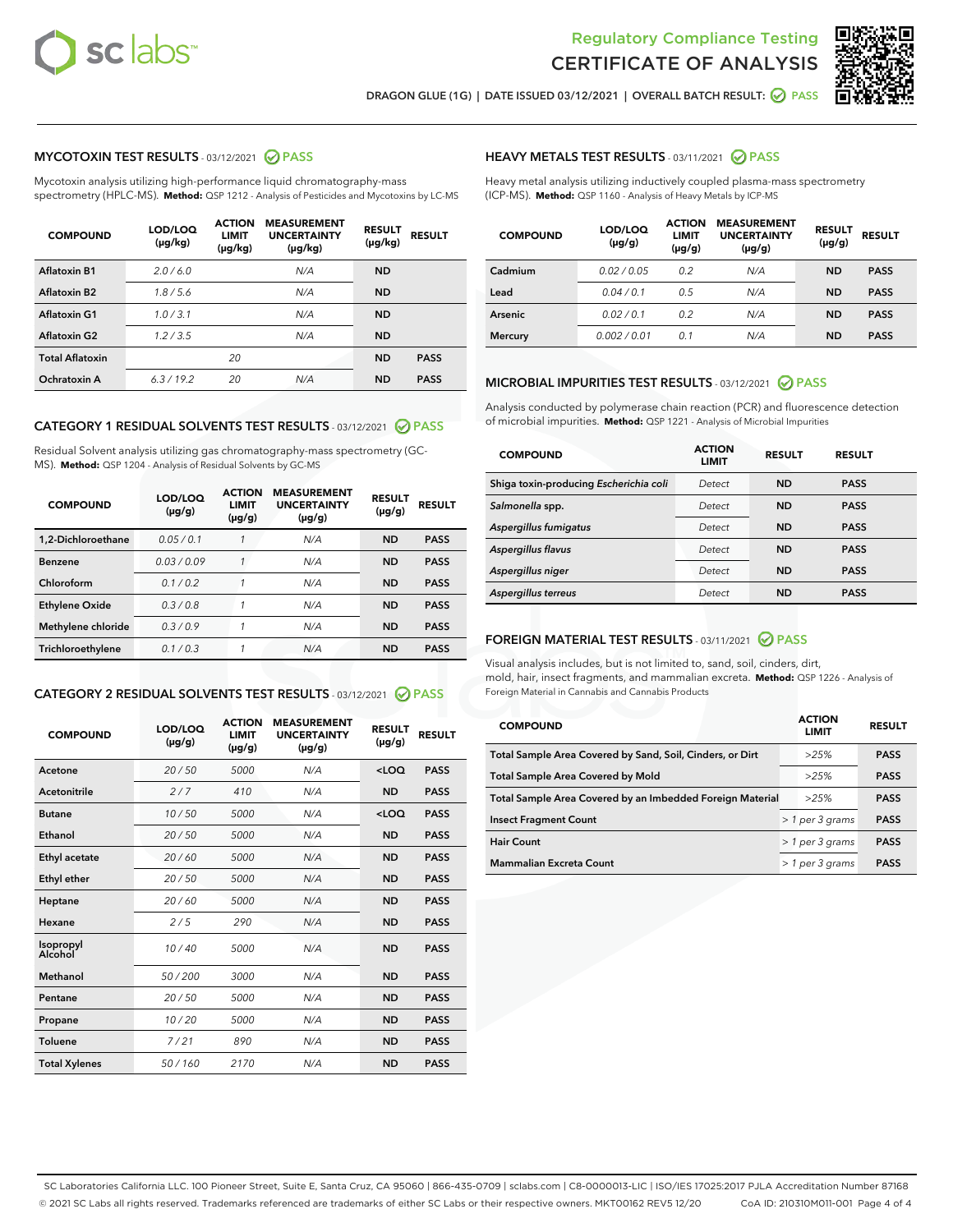Regulatory Compliance Testing

# CERTIFICATE OF ANALYSIS

DRAGON GLUE (1G) | DATE ISSUED 03/12/2021 | OVERALL BATCH RESULT: PASS

## MYCOTOXIN TEST RESULTS - 03/12/2021 PASS

Mycotoxin analysis utilizing high-performance liquid chromatography-mass spectrometry (HPLC-MS). **Method:** QSP 1212 - Analysis of Pesticides and Mycotoxins by LC-MS

| COMPOUND | LOD/LOQ (µg/kg) | ACTION LIMIT (µg/kg) | MEASUREMENT UNCERTAINTY (µg/kg) | RESULT (µg/kg) | RESULT |
|---|---|---|---|---|---|
| Aflatoxin B1 | 2.0 / 6.0 | | N/A | ND | |
| Aflatoxin B2 | 1.8 / 5.6 | | N/A | ND | |
| Aflatoxin G1 | 1.0 / 3.1 | | N/A | ND | |
| Aflatoxin G2 | 1.2 / 3.5 | | N/A | ND | |
| Total Aflatoxin | | 20 | | ND | PASS |
| Ochratoxin A | 6.3 / 19.2 | 20 | N/A | ND | PASS |

## CATEGORY 1 RESIDUAL SOLVENTS TEST RESULTS - 03/12/2021 PASS

Residual Solvent analysis utilizing gas chromatography-mass spectrometry (GC-MS). **Method:** QSP 1204 - Analysis of Residual Solvents by GC-MS

| COMPOUND | LOD/LOQ (µg/g) | ACTION LIMIT (µg/g) | MEASUREMENT UNCERTAINTY (µg/g) | RESULT (µg/g) | RESULT |
|---|---|---|---|---|---|
| 1,2-Dichloroethane | 0.05 / 0.1 | 1 | N/A | ND | PASS |
| Benzene | 0.03 / 0.09 | 1 | N/A | ND | PASS |
| Chloroform | 0.1 / 0.2 | 1 | N/A | ND | PASS |
| Ethylene Oxide | 0.3 / 0.8 | 1 | N/A | ND | PASS |
| Methylene chloride | 0.3 / 0.9 | 1 | N/A | ND | PASS |
| Trichloroethylene | 0.1 / 0.3 | 1 | N/A | ND | PASS |

## CATEGORY 2 RESIDUAL SOLVENTS TEST RESULTS - 03/12/2021 PASS

| COMPOUND | LOD/LOQ (µg/g) | ACTION LIMIT (µg/g) | MEASUREMENT UNCERTAINTY (µg/g) | RESULT (µg/g) | RESULT |
|---|---|---|---|---|---|
| Acetone | 20 / 50 | 5000 | N/A | <LOQ | PASS |
| Acetonitrile | 2 / 7 | 410 | N/A | ND | PASS |
| Butane | 10 / 50 | 5000 | N/A | <LOQ | PASS |
| Ethanol | 20 / 50 | 5000 | N/A | ND | PASS |
| Ethyl acetate | 20 / 60 | 5000 | N/A | ND | PASS |
| Ethyl ether | 20 / 50 | 5000 | N/A | ND | PASS |
| Heptane | 20 / 60 | 5000 | N/A | ND | PASS |
| Hexane | 2 / 5 | 290 | N/A | ND | PASS |
| Isopropyl Alcohol | 10 / 40 | 5000 | N/A | ND | PASS |
| Methanol | 50 / 200 | 3000 | N/A | ND | PASS |
| Pentane | 20 / 50 | 5000 | N/A | ND | PASS |
| Propane | 10 / 20 | 5000 | N/A | ND | PASS |
| Toluene | 7 / 21 | 890 | N/A | ND | PASS |
| Total Xylenes | 50 / 160 | 2170 | N/A | ND | PASS |

## HEAVY METALS TEST RESULTS - 03/11/2021 PASS

Heavy metal analysis utilizing inductively coupled plasma-mass spectrometry (ICP-MS). **Method:** QSP 1160 - Analysis of Heavy Metals by ICP-MS

| COMPOUND | LOD/LOQ (µg/g) | ACTION LIMIT (µg/g) | MEASUREMENT UNCERTAINTY (µg/g) | RESULT (µg/g) | RESULT |
|---|---|---|---|---|---|
| Cadmium | 0.02 / 0.05 | 0.2 | N/A | ND | PASS |
| Lead | 0.04 / 0.1 | 0.5 | N/A | ND | PASS |
| Arsenic | 0.02 / 0.1 | 0.2 | N/A | ND | PASS |
| Mercury | 0.002 / 0.01 | 0.1 | N/A | ND | PASS |

## MICROBIAL IMPURITIES TEST RESULTS - 03/12/2021 PASS

Analysis conducted by polymerase chain reaction (PCR) and fluorescence detection of microbial impurities. **Method:** QSP 1221 - Analysis of Microbial Impurities

| COMPOUND | ACTION LIMIT | RESULT | RESULT |
|---|---|---|---|
| Shiga toxin-producing *Escherichia coli* | Detect | ND | PASS |
| *Salmonella* spp. | Detect | ND | PASS |
| *Aspergillus fumigatus* | Detect | ND | PASS |
| *Aspergillus flavus* | Detect | ND | PASS |
| *Aspergillus niger* | Detect | ND | PASS |
| *Aspergillus terreus* | Detect | ND | PASS |

## FOREIGN MATERIAL TEST RESULTS - 03/11/2021 PASS

Visual analysis includes, but is not limited to, sand, soil, cinders, dirt, mold, hair, insect fragments, and mammalian excreta. **Method:** QSP 1226 - Analysis of Foreign Material in Cannabis and Cannabis Products

| COMPOUND | ACTION LIMIT | RESULT |
|---|---|---|
| Total Sample Area Covered by Sand, Soil, Cinders, or Dirt | >25% | PASS |
| Total Sample Area Covered by Mold | >25% | PASS |
| Total Sample Area Covered by an Imbedded Foreign Material | >25% | PASS |
| Insect Fragment Count | > 1 per 3 grams | PASS |
| Hair Count | > 1 per 3 grams | PASS |
| Mammalian Excreta Count | > 1 per 3 grams | PASS |

SC Laboratories California LLC. 100 Pioneer Street, Suite E, Santa Cruz, CA 95060 | 866-435-0709 | sclabs.com | C8-0000013-LIC | ISO/IES 17025:2017 PJLA Accreditation Number 87168
© 2021 SC Labs all rights reserved. Trademarks referenced are trademarks of either SC Labs or their respective owners. MKT00162 REV5 12/20 CoA ID: 210310M011-001